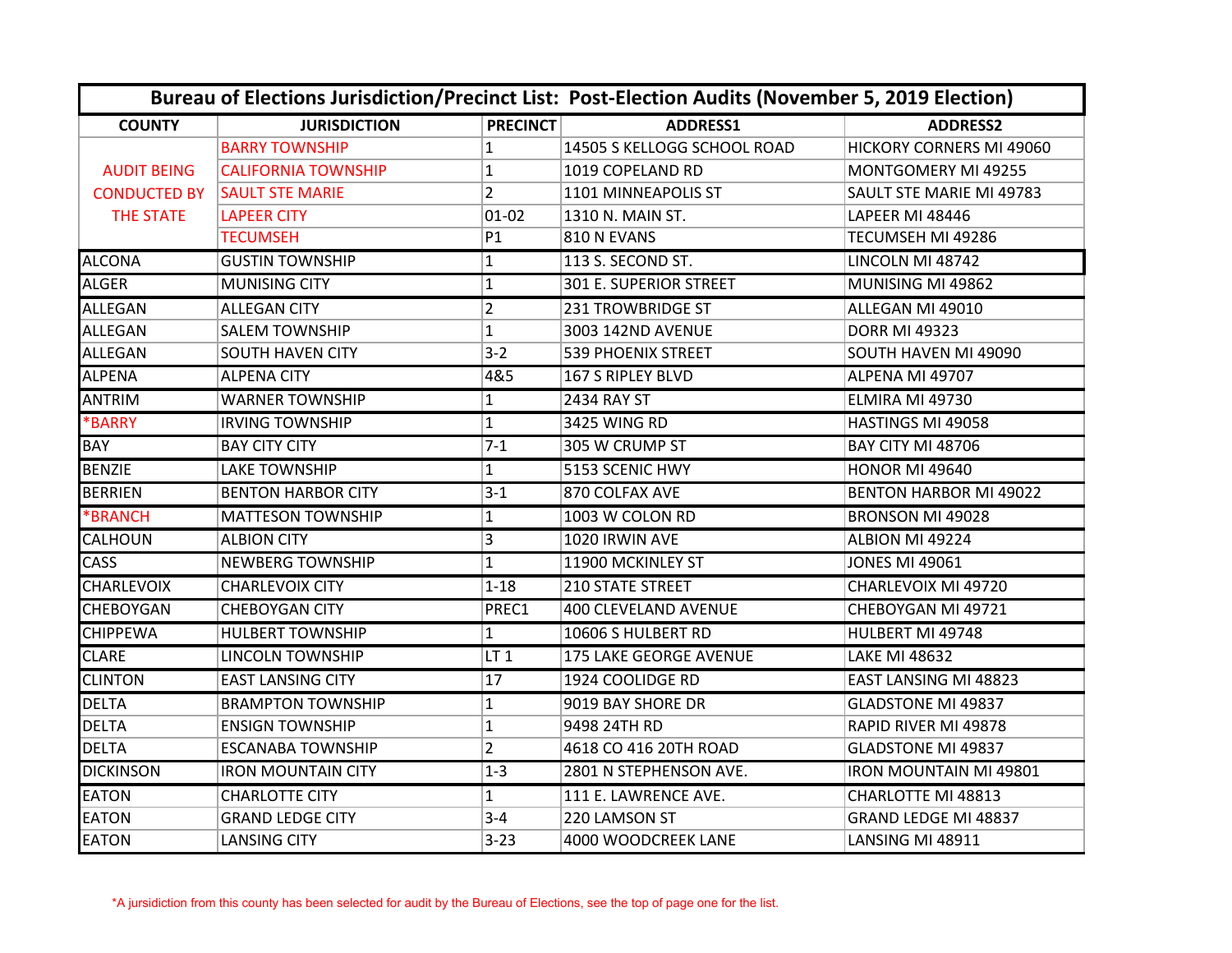| Bureau of Elections Jurisdiction/Precinct List: Post-Election Audits (November 5, 2019 Election) | | | | |
|---|---|---|---|---|
| **COUNTY** | **JURISDICTION** | **PRECINCT** | **ADDRESS1** | **ADDRESS2** |
| AUDIT BEING CONDUCTED BY THE STATE | BARRY TOWNSHIP | 1 | 14505 S KELLOGG SCHOOL ROAD | HICKORY CORNERS MI 49060 |
| | CALIFORNIA TOWNSHIP | 1 | 1019 COPELAND RD | MONTGOMERY MI 49255 |
| | SAULT STE MARIE | 2 | 1101 MINNEAPOLIS ST | SAULT STE MARIE MI 49783 |
| | LAPEER CITY | 01-02 | 1310 N. MAIN ST. | LAPEER MI 48446 |
| | TECUMSEH | P1 | 810 N EVANS | TECUMSEH MI 49286 |
| ALCONA | GUSTIN TOWNSHIP | 1 | 113 S. SECOND ST. | LINCOLN MI 48742 |
| ALGER | MUNISING CITY | 1 | 301 E. SUPERIOR STREET | MUNISING MI 49862 |
| ALLEGAN | ALLEGAN CITY | 2 | 231 TROWBRIDGE ST | ALLEGAN MI 49010 |
| ALLEGAN | SALEM TOWNSHIP | 1 | 3003 142ND AVENUE | DORR MI 49323 |
| ALLEGAN | SOUTH HAVEN CITY | 3-2 | 539 PHOENIX STREET | SOUTH HAVEN MI 49090 |
| ALPENA | ALPENA CITY | 4&5 | 167 S RIPLEY BLVD | ALPENA MI 49707 |
| ANTRIM | WARNER TOWNSHIP | 1 | 2434 RAY ST | ELMIRA MI 49730 |
| *BARRY | IRVING TOWNSHIP | 1 | 3425 WING RD | HASTINGS MI 49058 |
| BAY | BAY CITY CITY | 7-1 | 305 W CRUMP ST | BAY CITY MI 48706 |
| BENZIE | LAKE TOWNSHIP | 1 | 5153 SCENIC HWY | HONOR MI 49640 |
| BERRIEN | BENTON HARBOR CITY | 3-1 | 870 COLFAX AVE | BENTON HARBOR MI 49022 |
| *BRANCH | MATTESON TOWNSHIP | 1 | 1003 W COLON RD | BRONSON MI 49028 |
| CALHOUN | ALBION CITY | 3 | 1020 IRWIN AVE | ALBION MI 49224 |
| CASS | NEWBERG TOWNSHIP | 1 | 11900 MCKINLEY ST | JONES MI 49061 |
| CHARLEVOIX | CHARLEVOIX CITY | 1-18 | 210 STATE STREET | CHARLEVOIX MI 49720 |
| CHEBOYGAN | CHEBOYGAN CITY | PREC1 | 400 CLEVELAND AVENUE | CHEBOYGAN MI 49721 |
| CHIPPEWA | HULBERT TOWNSHIP | 1 | 10606 S HULBERT RD | HULBERT MI 49748 |
| CLARE | LINCOLN TOWNSHIP | LT 1 | 175 LAKE GEORGE AVENUE | LAKE MI 48632 |
| CLINTON | EAST LANSING CITY | 17 | 1924 COOLIDGE RD | EAST LANSING MI 48823 |
| DELTA | BRAMPTON TOWNSHIP | 1 | 9019 BAY SHORE DR | GLADSTONE MI 49837 |
| DELTA | ENSIGN TOWNSHIP | 1 | 9498 24TH RD | RAPID RIVER MI 49878 |
| DELTA | ESCANABA TOWNSHIP | 2 | 4618 CO 416 20TH ROAD | GLADSTONE MI 49837 |
| DICKINSON | IRON MOUNTAIN CITY | 1-3 | 2801 N STEPHENSON AVE. | IRON MOUNTAIN MI 49801 |
| EATON | CHARLOTTE CITY | 1 | 111 E. LAWRENCE AVE. | CHARLOTTE MI 48813 |
| EATON | GRAND LEDGE CITY | 3-4 | 220 LAMSON ST | GRAND LEDGE MI 48837 |
| EATON | LANSING CITY | 3-23 | 4000 WOODCREEK LANE | LANSING MI 48911 |

*A jursidiction from this county has been selected for audit by the Bureau of Elections, see the top of page one for the list.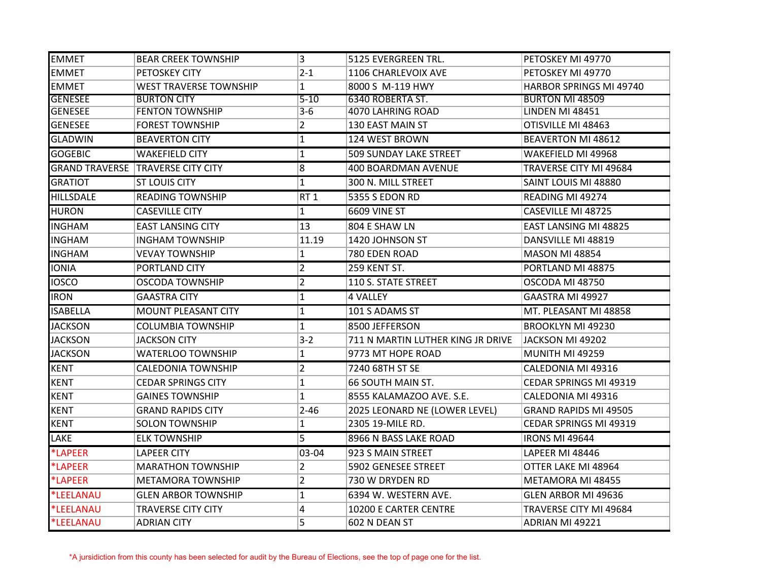| | | | | |
|---|---|---|---|---|
| EMMET | BEAR CREEK TOWNSHIP | 3 | 5125 EVERGREEN TRL. | PETOSKEY MI 49770 |
| EMMET | PETOSKEY CITY | 2-1 | 1106 CHARLEVOIX AVE | PETOSKEY MI 49770 |
| EMMET | WEST TRAVERSE TOWNSHIP | 1 | 8000 S M-119 HWY | HARBOR SPRINGS MI 49740 |
| GENESEE | BURTON CITY | 5-10 | 6340 ROBERTA ST. | BURTON MI 48509 |
| GENESEE | FENTON TOWNSHIP | 3-6 | 4070 LAHRING ROAD | LINDEN MI 48451 |
| GENESEE | FOREST TOWNSHIP | 2 | 130 EAST MAIN ST | OTISVILLE MI 48463 |
| GLADWIN | BEAVERTON CITY | 1 | 124 WEST BROWN | BEAVERTON MI 48612 |
| GOGEBIC | WAKEFIELD CITY | 1 | 509 SUNDAY LAKE STREET | WAKEFIELD MI 49968 |
| GRAND TRAVERSE | TRAVERSE CITY CITY | 8 | 400 BOARDMAN AVENUE | TRAVERSE CITY MI 49684 |
| GRATIOT | ST LOUIS CITY | 1 | 300 N. MILL STREET | SAINT LOUIS MI 48880 |
| HILLSDALE | READING TOWNSHIP | RT 1 | 5355 S EDON RD | READING MI 49274 |
| HURON | CASEVILLE CITY | 1 | 6609 VINE ST | CASEVILLE MI 48725 |
| INGHAM | EAST LANSING CITY | 13 | 804 E SHAW LN | EAST LANSING MI 48825 |
| INGHAM | INGHAM TOWNSHIP | 11.19 | 1420 JOHNSON ST | DANSVILLE MI 48819 |
| INGHAM | VEVAY TOWNSHIP | 1 | 780 EDEN ROAD | MASON MI 48854 |
| IONIA | PORTLAND CITY | 2 | 259 KENT ST. | PORTLAND MI 48875 |
| IOSCO | OSCODA TOWNSHIP | 2 | 110 S. STATE STREET | OSCODA MI 48750 |
| IRON | GAASTRA CITY | 1 | 4 VALLEY | GAASTRA MI 49927 |
| ISABELLA | MOUNT PLEASANT CITY | 1 | 101 S ADAMS ST | MT. PLEASANT MI 48858 |
| JACKSON | COLUMBIA TOWNSHIP | 1 | 8500 JEFFERSON | BROOKLYN MI 49230 |
| JACKSON | JACKSON CITY | 3-2 | 711 N MARTIN LUTHER KING JR DRIVE | JACKSON MI 49202 |
| JACKSON | WATERLOO TOWNSHIP | 1 | 9773 MT HOPE ROAD | MUNITH MI 49259 |
| KENT | CALEDONIA TOWNSHIP | 2 | 7240 68TH ST SE | CALEDONIA MI 49316 |
| KENT | CEDAR SPRINGS CITY | 1 | 66 SOUTH MAIN ST. | CEDAR SPRINGS MI 49319 |
| KENT | GAINES TOWNSHIP | 1 | 8555 KALAMAZOO AVE. S.E. | CALEDONIA MI 49316 |
| KENT | GRAND RAPIDS CITY | 2-46 | 2025 LEONARD NE (LOWER LEVEL) | GRAND RAPIDS MI 49505 |
| KENT | SOLON TOWNSHIP | 1 | 2305 19-MILE RD. | CEDAR SPRINGS MI 49319 |
| LAKE | ELK TOWNSHIP | 5 | 8966 N BASS LAKE ROAD | IRONS MI 49644 |
| *LAPEER | LAPEER CITY | 03-04 | 923 S MAIN STREET | LAPEER MI 48446 |
| *LAPEER | MARATHON TOWNSHIP | 2 | 5902 GENESEE STREET | OTTER LAKE MI 48964 |
| *LAPEER | METAMORA TOWNSHIP | 2 | 730 W DRYDEN RD | METAMORA MI 48455 |
| *LEELANAU | GLEN ARBOR TOWNSHIP | 1 | 6394 W. WESTERN AVE. | GLEN ARBOR MI 49636 |
| *LEELANAU | TRAVERSE CITY CITY | 4 | 10200 E CARTER CENTRE | TRAVERSE CITY MI 49684 |
| *LEELANAU | ADRIAN CITY | 5 | 602 N DEAN ST | ADRIAN MI 49221 |

*A jurisdiction from this county has been selected for audit by the Bureau of Elections, see the top of page one for the list.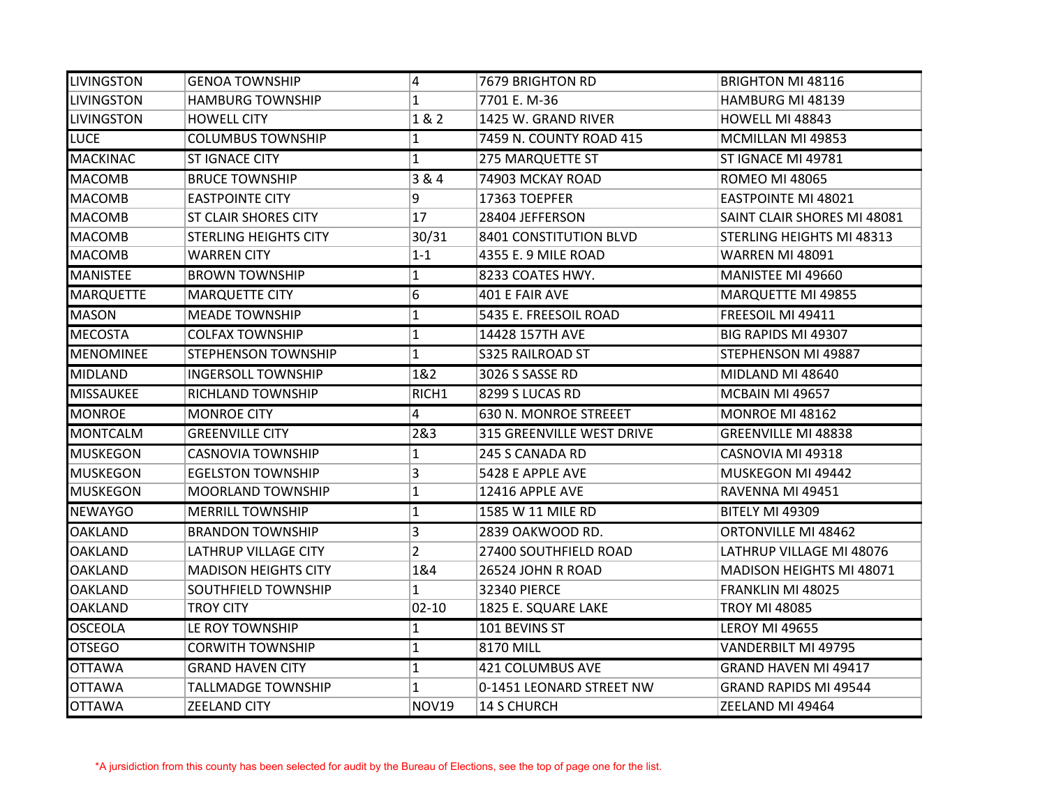| | | | | |
|---|---|---|---|---|
| LIVINGSTON | GENOA TOWNSHIP | 4 | 7679 BRIGHTON RD | BRIGHTON MI 48116 |
| LIVINGSTON | HAMBURG TOWNSHIP | 1 | 7701 E. M-36 | HAMBURG MI 48139 |
| LIVINGSTON | HOWELL CITY | 1 & 2 | 1425 W. GRAND RIVER | HOWELL MI 48843 |
| LUCE | COLUMBUS TOWNSHIP | 1 | 7459 N. COUNTY ROAD 415 | MCMILLAN MI 49853 |
| MACKINAC | ST IGNACE CITY | 1 | 275 MARQUETTE ST | ST IGNACE MI 49781 |
| MACOMB | BRUCE TOWNSHIP | 3 & 4 | 74903 MCKAY ROAD | ROMEO MI 48065 |
| MACOMB | EASTPOINTE CITY | 9 | 17363 TOEPFER | EASTPOINTE MI 48021 |
| MACOMB | ST CLAIR SHORES CITY | 17 | 28404 JEFFERSON | SAINT CLAIR SHORES MI 48081 |
| MACOMB | STERLING HEIGHTS CITY | 30/31 | 8401 CONSTITUTION BLVD | STERLING HEIGHTS MI 48313 |
| MACOMB | WARREN CITY | 1-1 | 4355 E. 9 MILE ROAD | WARREN MI 48091 |
| MANISTEE | BROWN TOWNSHIP | 1 | 8233 COATES HWY. | MANISTEE MI 49660 |
| MARQUETTE | MARQUETTE CITY | 6 | 401 E FAIR AVE | MARQUETTE MI 49855 |
| MASON | MEADE TOWNSHIP | 1 | 5435 E. FREESOIL ROAD | FREESOIL MI 49411 |
| MECOSTA | COLFAX TOWNSHIP | 1 | 14428 157TH AVE | BIG RAPIDS MI 49307 |
| MENOMINEE | STEPHENSON TOWNSHIP | 1 | S325 RAILROAD ST | STEPHENSON MI 49887 |
| MIDLAND | INGERSOLL TOWNSHIP | 1&2 | 3026 S SASSE RD | MIDLAND MI 48640 |
| MISSAUKEE | RICHLAND TOWNSHIP | RICH1 | 8299 S LUCAS RD | MCBAIN MI 49657 |
| MONROE | MONROE CITY | 4 | 630 N. MONROE STREEET | MONROE MI 48162 |
| MONTCALM | GREENVILLE CITY | 2&3 | 315 GREENVILLE WEST DRIVE | GREENVILLE MI 48838 |
| MUSKEGON | CASNOVIA TOWNSHIP | 1 | 245 S CANADA RD | CASNOVIA MI 49318 |
| MUSKEGON | EGELSTON TOWNSHIP | 3 | 5428 E APPLE AVE | MUSKEGON MI 49442 |
| MUSKEGON | MOORLAND TOWNSHIP | 1 | 12416 APPLE AVE | RAVENNA MI 49451 |
| NEWAYGO | MERRILL TOWNSHIP | 1 | 1585 W 11 MILE RD | BITELY MI 49309 |
| OAKLAND | BRANDON TOWNSHIP | 3 | 2839 OAKWOOD RD. | ORTONVILLE MI 48462 |
| OAKLAND | LATHRUP VILLAGE CITY | 2 | 27400 SOUTHFIELD ROAD | LATHRUP VILLAGE MI 48076 |
| OAKLAND | MADISON HEIGHTS CITY | 1&4 | 26524 JOHN R ROAD | MADISON HEIGHTS MI 48071 |
| OAKLAND | SOUTHFIELD TOWNSHIP | 1 | 32340 PIERCE | FRANKLIN MI 48025 |
| OAKLAND | TROY CITY | 02-10 | 1825 E. SQUARE LAKE | TROY MI 48085 |
| OSCEOLA | LE ROY TOWNSHIP | 1 | 101 BEVINS ST | LEROY MI 49655 |
| OTSEGO | CORWITH TOWNSHIP | 1 | 8170 MILL | VANDERBILT MI 49795 |
| OTTAWA | GRAND HAVEN CITY | 1 | 421 COLUMBUS AVE | GRAND HAVEN MI 49417 |
| OTTAWA | TALLMADGE TOWNSHIP | 1 | 0-1451 LEONARD STREET NW | GRAND RAPIDS MI 49544 |
| OTTAWA | ZEELAND CITY | NOV19 | 14 S CHURCH | ZEELAND MI 49464 |

*A jurisdiction from this county has been selected for audit by the Bureau of Elections, see the top of page one for the list.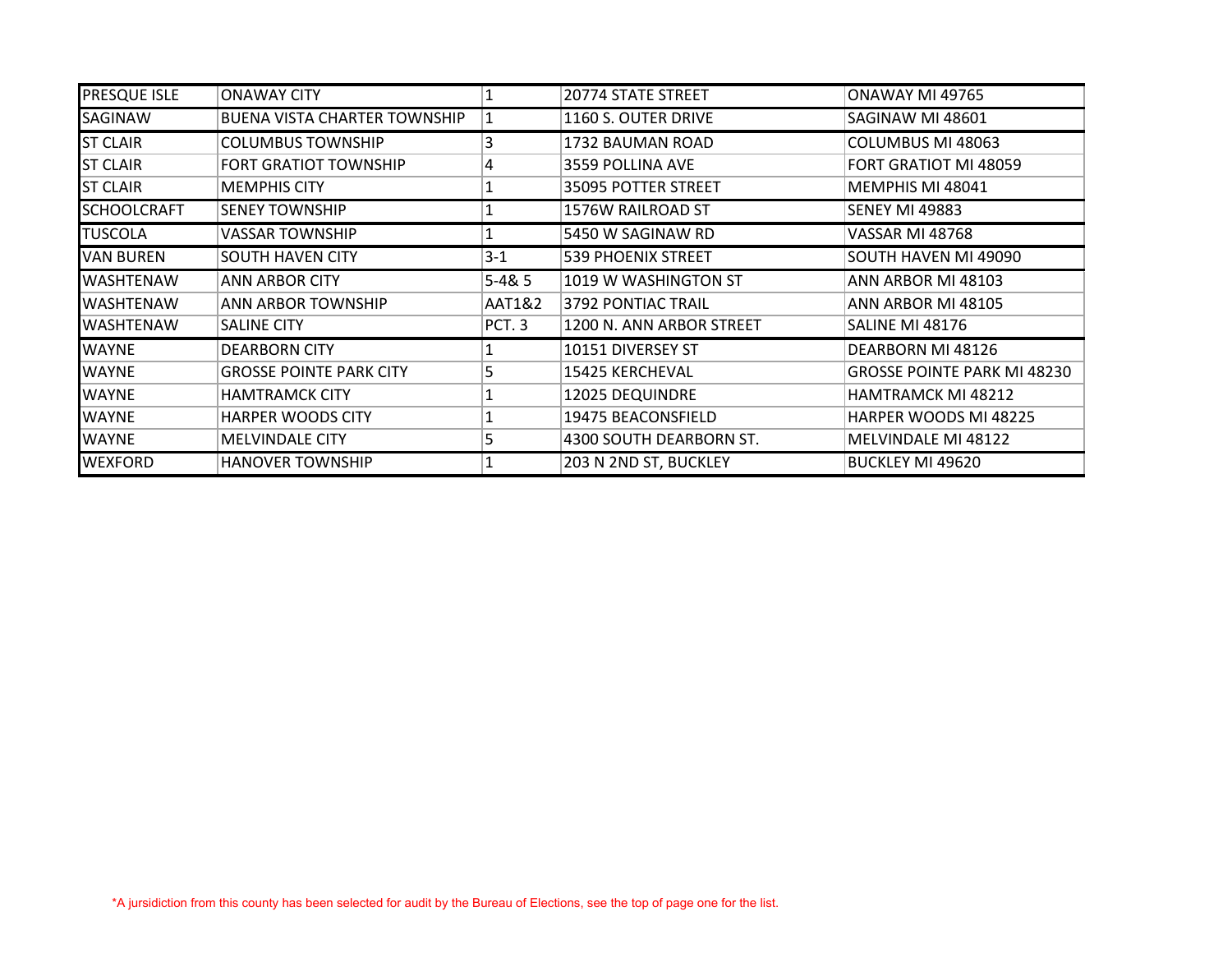| | | | | |
|---|---|---|---|---|
| PRESQUE ISLE | ONAWAY CITY | 1 | 20774 STATE STREET | ONAWAY MI 49765 |
| SAGINAW | BUENA VISTA CHARTER TOWNSHIP | 1 | 1160 S. OUTER DRIVE | SAGINAW MI 48601 |
| ST CLAIR | COLUMBUS TOWNSHIP | 3 | 1732 BAUMAN ROAD | COLUMBUS MI 48063 |
| ST CLAIR | FORT GRATIOT TOWNSHIP | 4 | 3559 POLLINA AVE | FORT GRATIOT MI 48059 |
| ST CLAIR | MEMPHIS CITY | 1 | 35095 POTTER STREET | MEMPHIS MI 48041 |
| SCHOOLCRAFT | SENEY TOWNSHIP | 1 | 1576W RAILROAD ST | SENEY MI 49883 |
| TUSCOLA | VASSAR TOWNSHIP | 1 | 5450 W SAGINAW RD | VASSAR MI 48768 |
| VAN BUREN | SOUTH HAVEN CITY | 3-1 | 539 PHOENIX STREET | SOUTH HAVEN MI 49090 |
| WASHTENAW | ANN ARBOR CITY | 5-4& 5 | 1019 W WASHINGTON ST | ANN ARBOR MI 48103 |
| WASHTENAW | ANN ARBOR TOWNSHIP | AAT1&2 | 3792 PONTIAC TRAIL | ANN ARBOR MI 48105 |
| WASHTENAW | SALINE CITY | PCT. 3 | 1200 N. ANN ARBOR STREET | SALINE MI 48176 |
| WAYNE | DEARBORN CITY | 1 | 10151 DIVERSEY ST | DEARBORN MI 48126 |
| WAYNE | GROSSE POINTE PARK CITY | 5 | 15425 KERCHEVAL | GROSSE POINTE PARK MI 48230 |
| WAYNE | HAMTRAMCK CITY | 1 | 12025 DEQUINDRE | HAMTRAMCK MI 48212 |
| WAYNE | HARPER WOODS CITY | 1 | 19475 BEACONSFIELD | HARPER WOODS MI 48225 |
| WAYNE | MELVINDALE CITY | 5 | 4300 SOUTH DEARBORN ST. | MELVINDALE MI 48122 |
| WEXFORD | HANOVER TOWNSHIP | 1 | 203 N 2ND ST, BUCKLEY | BUCKLEY MI 49620 |

*A jurisdiction from this county has been selected for audit by the Bureau of Elections, see the top of page one for the list.